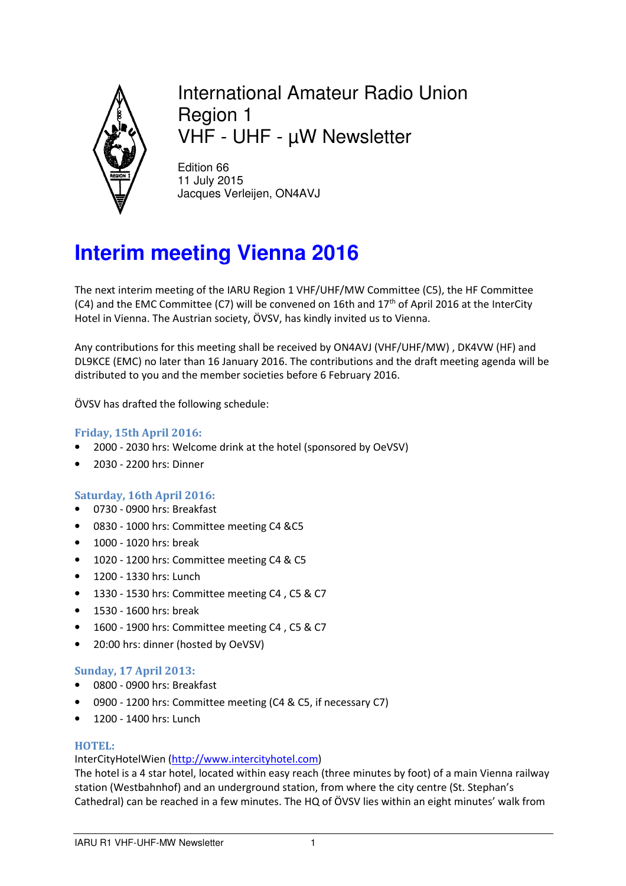International Amateur Radio Union
Region 1
VHF - UHF - µW Newsletter

Edition 66
11 July 2015
Jacques Verleijen, ON4AVJ

# Interim meeting Vienna 2016

The next interim meeting of the IARU Region 1 VHF/UHF/MW Committee (C5), the HF Committee (C4) and the EMC Committee (C7) will be convened on 16th and 17[th] of April 2016 at the InterCity Hotel in Vienna. The Austrian society, ÖVSV, has kindly invited us to Vienna.

Any contributions for this meeting shall be received by ON4AVJ (VHF/UHF/MW) , DK4VW (HF) and DL9KCE (EMC) no later than 16 January 2016. The contributions and the draft meeting agenda will be distributed to you and the member societies before 6 February 2016.

ÖVSV has drafted the following schedule:

### Friday, 15th April 2016:

- 2000 - 2030 hrs: Welcome drink at the hotel (sponsored by OeVSV)
- 2030 - 2200 hrs: Dinner

### Saturday, 16th April 2016:

- 0730 - 0900 hrs: Breakfast
- 0830 - 1000 hrs: Committee meeting C4 &C5
- 1000 - 1020 hrs: break
- 1020 - 1200 hrs: Committee meeting C4 & C5
- 1200 - 1330 hrs: Lunch
- 1330 - 1530 hrs: Committee meeting C4 , C5 & C7
- 1530 - 1600 hrs: break
- 1600 - 1900 hrs: Committee meeting C4 , C5 & C7
- 20:00 hrs: dinner (hosted by OeVSV)

### Sunday, 17 April 2013:

- 0800 - 0900 hrs: Breakfast
- 0900 - 1200 hrs: Committee meeting (C4 & C5, if necessary C7)
- 1200 - 1400 hrs: Lunch

### HOTEL:

InterCityHotelWien (http://www.intercityhotel.com)
The hotel is a 4 star hotel, located within easy reach (three minutes by foot) of a main Vienna railway station (Westbahnhof) and an underground station, from where the city centre (St. Stephan's Cathedral) can be reached in a few minutes. The HQ of ÖVSV lies within an eight minutes' walk from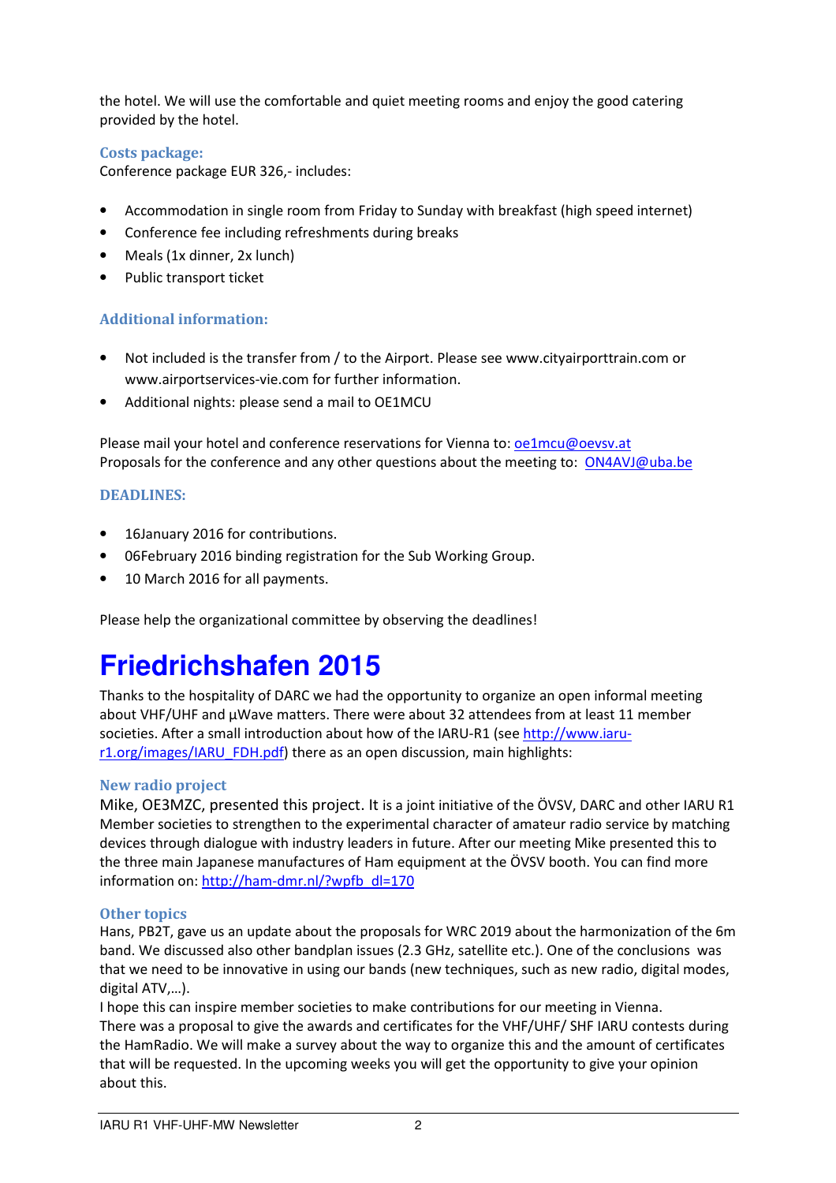the hotel. We will use the comfortable and quiet meeting rooms and enjoy the good catering provided by the hotel.

### Costs package:

Conference package EUR 326,- includes:

- Accommodation in single room from Friday to Sunday with breakfast (high speed internet)
- Conference fee including refreshments during breaks
- Meals (1x dinner, 2x lunch)
- Public transport ticket

### Additional information:

- Not included is the transfer from / to the Airport. Please see www.cityairporttrain.com or www.airportservices-vie.com for further information.
- Additional nights: please send a mail to OE1MCU

Please mail your hotel and conference reservations for Vienna to: [oe1mcu@oevsv.at](mailto:oe1mcu@oevsv.at)
Proposals for the conference and any other questions about the meeting to: [ON4AVJ@uba.be](mailto:ON4AVJ@uba.be)

### DEADLINES:

- 16January 2016 for contributions.
- 06February 2016 binding registration for the Sub Working Group.
- 10 March 2016 for all payments.

Please help the organizational committee by observing the deadlines!

# Friedrichshafen 2015

Thanks to the hospitality of DARC we had the opportunity to organize an open informal meeting about VHF/UHF and µWave matters. There were about 32 attendees from at least 11 member societies. After a small introduction about how of the IARU-R1 (see [http://www.iaru-r1.org/images/IARU_FDH.pdf](http://www.iaru-r1.org/images/IARU_FDH.pdf)) there as an open discussion, main highlights:

### New radio project

Mike, OE3MZC, presented this project. It is a joint initiative of the ÖVSV, DARC and other IARU R1 Member societies to strengthen to the experimental character of amateur radio service by matching devices through dialogue with industry leaders in future. After our meeting Mike presented this to the three main Japanese manufactures of Ham equipment at the ÖVSV booth. You can find more information on: [http://ham-dmr.nl/?wpfb_dl=170](http://ham-dmr.nl/?wpfb_dl=170)

### Other topics

Hans, PB2T, gave us an update about the proposals for WRC 2019 about the harmonization of the 6m band. We discussed also other bandplan issues (2.3 GHz, satellite etc.). One of the conclusions was that we need to be innovative in using our bands (new techniques, such as new radio, digital modes, digital ATV,…).
I hope this can inspire member societies to make contributions for our meeting in Vienna.
There was a proposal to give the awards and certificates for the VHF/UHF/ SHF IARU contests during the HamRadio. We will make a survey about the way to organize this and the amount of certificates that will be requested. In the upcoming weeks you will get the opportunity to give your opinion about this.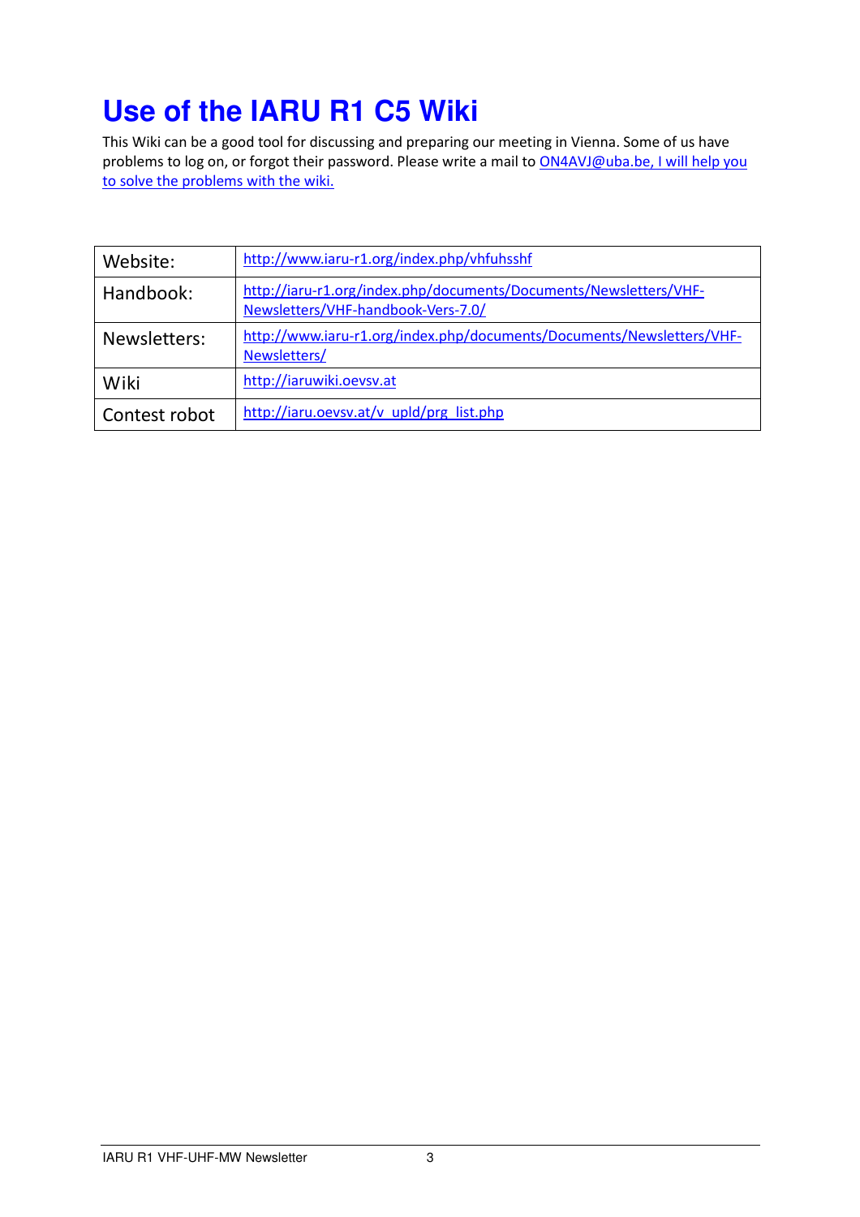# Use of the IARU R1 C5 Wiki

This Wiki can be a good tool for discussing and preparing our meeting in Vienna. Some of us have problems to log on, or forgot their password. Please write a mail to ON4AVJ@uba.be, I will help you to solve the problems with the wiki.

| | |
|---|---|
| Website: | http://www.iaru-r1.org/index.php/vhfuhsshf |
| Handbook: | http://iaru-r1.org/index.php/documents/Documents/Newsletters/VHF-Newsletters/VHF-handbook-Vers-7.0/ |
| Newsletters: | http://www.iaru-r1.org/index.php/documents/Documents/Newsletters/VHF-Newsletters/ |
| Wiki | http://iaruwiki.oevsv.at |
| Contest robot | http://iaru.oevsv.at/v_upld/prg_list.php |